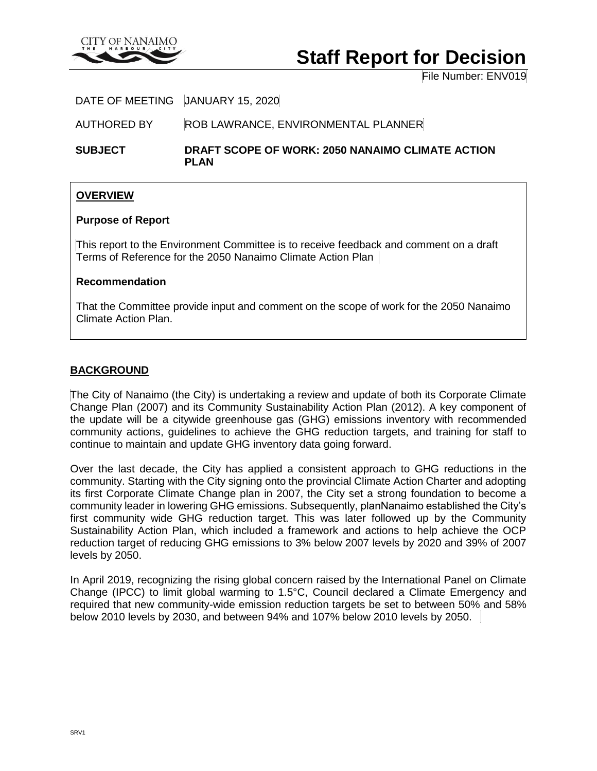# Staff Report for Decision

File Number: ENV019

DATE OF MEETING JANUARY 15, 2020

AUTHORED BY ROB LAWRANCE, ENVIRONMENTAL PLANNER

**SUBJECT DRAFT SCOPE OF WORK: 2050 NANAIMO CLIMATE ACTION PLAN**

## OVERVIEW

### Purpose of Report

This report to the Environment Committee is to receive feedback and comment on a draft Terms of Reference for the 2050 Nanaimo Climate Action Plan

### Recommendation

That the Committee provide input and comment on the scope of work for the 2050 Nanaimo Climate Action Plan.

## BACKGROUND

The City of Nanaimo (the City) is undertaking a review and update of both its Corporate Climate Change Plan (2007) and its Community Sustainability Action Plan (2012). A key component of the update will be a citywide greenhouse gas (GHG) emissions inventory with recommended community actions, guidelines to achieve the GHG reduction targets, and training for staff to continue to maintain and update GHG inventory data going forward.

Over the last decade, the City has applied a consistent approach to GHG reductions in the community. Starting with the City signing onto the provincial Climate Action Charter and adopting its first Corporate Climate Change plan in 2007, the City set a strong foundation to become a community leader in lowering GHG emissions. Subsequently, planNanaimo established the City's first community wide GHG reduction target. This was later followed up by the Community Sustainability Action Plan, which included a framework and actions to help achieve the OCP reduction target of reducing GHG emissions to 3% below 2007 levels by 2020 and 39% of 2007 levels by 2050.

In April 2019, recognizing the rising global concern raised by the International Panel on Climate Change (IPCC) to limit global warming to 1.5°C, Council declared a Climate Emergency and required that new community-wide emission reduction targets be set to between 50% and 58% below 2010 levels by 2030, and between 94% and 107% below 2010 levels by 2050.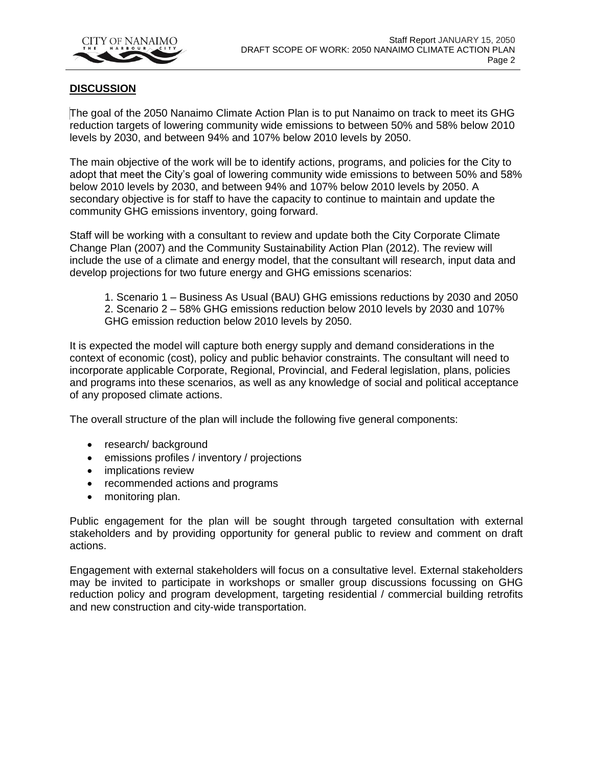## DISCUSSION

The goal of the 2050 Nanaimo Climate Action Plan is to put Nanaimo on track to meet its GHG reduction targets of lowering community wide emissions to between 50% and 58% below 2010 levels by 2030, and between 94% and 107% below 2010 levels by 2050.

The main objective of the work will be to identify actions, programs, and policies for the City to adopt that meet the City's goal of lowering community wide emissions to between 50% and 58% below 2010 levels by 2030, and between 94% and 107% below 2010 levels by 2050. A secondary objective is for staff to have the capacity to continue to maintain and update the community GHG emissions inventory, going forward.

Staff will be working with a consultant to review and update both the City Corporate Climate Change Plan (2007) and the Community Sustainability Action Plan (2012). The review will include the use of a climate and energy model, that the consultant will research, input data and develop projections for two future energy and GHG emissions scenarios:

1. Scenario 1 – Business As Usual (BAU) GHG emissions reductions by 2030 and 2050
2. Scenario 2 – 58% GHG emissions reduction below 2010 levels by 2030 and 107% GHG emission reduction below 2010 levels by 2050.

It is expected the model will capture both energy supply and demand considerations in the context of economic (cost), policy and public behavior constraints. The consultant will need to incorporate applicable Corporate, Regional, Provincial, and Federal legislation, plans, policies and programs into these scenarios, as well as any knowledge of social and political acceptance of any proposed climate actions.

The overall structure of the plan will include the following five general components:

- research/ background
- emissions profiles / inventory / projections
- implications review
- recommended actions and programs
- monitoring plan.

Public engagement for the plan will be sought through targeted consultation with external stakeholders and by providing opportunity for general public to review and comment on draft actions.

Engagement with external stakeholders will focus on a consultative level. External stakeholders may be invited to participate in workshops or smaller group discussions focussing on GHG reduction policy and program development, targeting residential / commercial building retrofits and new construction and city-wide transportation.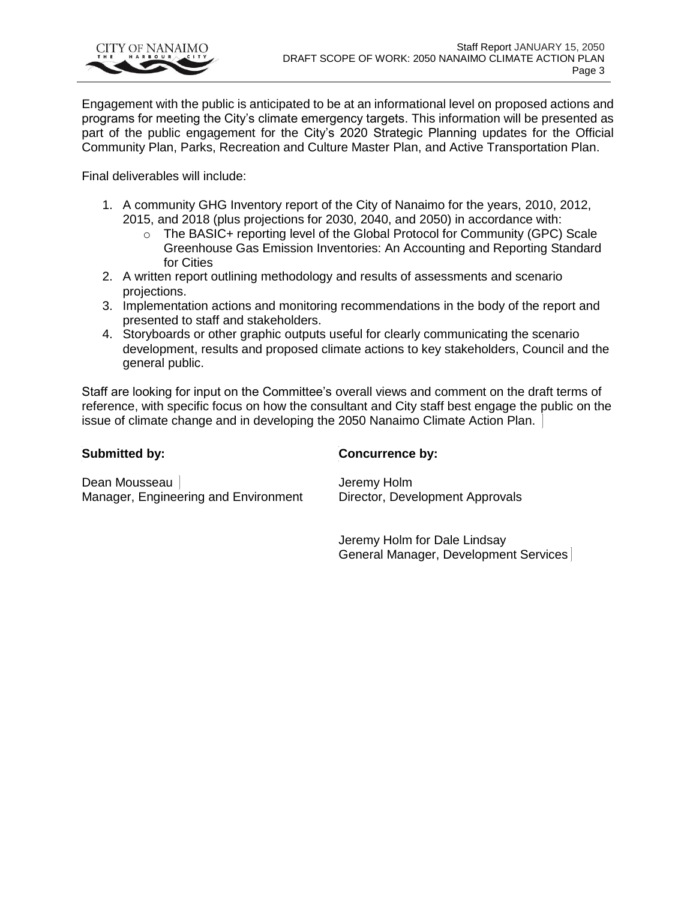Engagement with the public is anticipated to be at an informational level on proposed actions and programs for meeting the City's climate emergency targets. This information will be presented as part of the public engagement for the City's 2020 Strategic Planning updates for the Official Community Plan, Parks, Recreation and Culture Master Plan, and Active Transportation Plan.

Final deliverables will include:

1. A community GHG Inventory report of the City of Nanaimo for the years, 2010, 2012, 2015, and 2018 (plus projections for 2030, 2040, and 2050) in accordance with:
   - The BASIC+ reporting level of the Global Protocol for Community (GPC) Scale Greenhouse Gas Emission Inventories: An Accounting and Reporting Standard for Cities
2. A written report outlining methodology and results of assessments and scenario projections.
3. Implementation actions and monitoring recommendations in the body of the report and presented to staff and stakeholders.
4. Storyboards or other graphic outputs useful for clearly communicating the scenario development, results and proposed climate actions to key stakeholders, Council and the general public.

Staff are looking for input on the Committee's overall views and comment on the draft terms of reference, with specific focus on how the consultant and City staff best engage the public on the issue of climate change and in developing the 2050 Nanaimo Climate Action Plan.

**Submitted by:**

Dean Mousseau
Manager, Engineering and Environment

**Concurrence by:**

Jeremy Holm
Director, Development Approvals

Jeremy Holm for Dale Lindsay
General Manager, Development Services